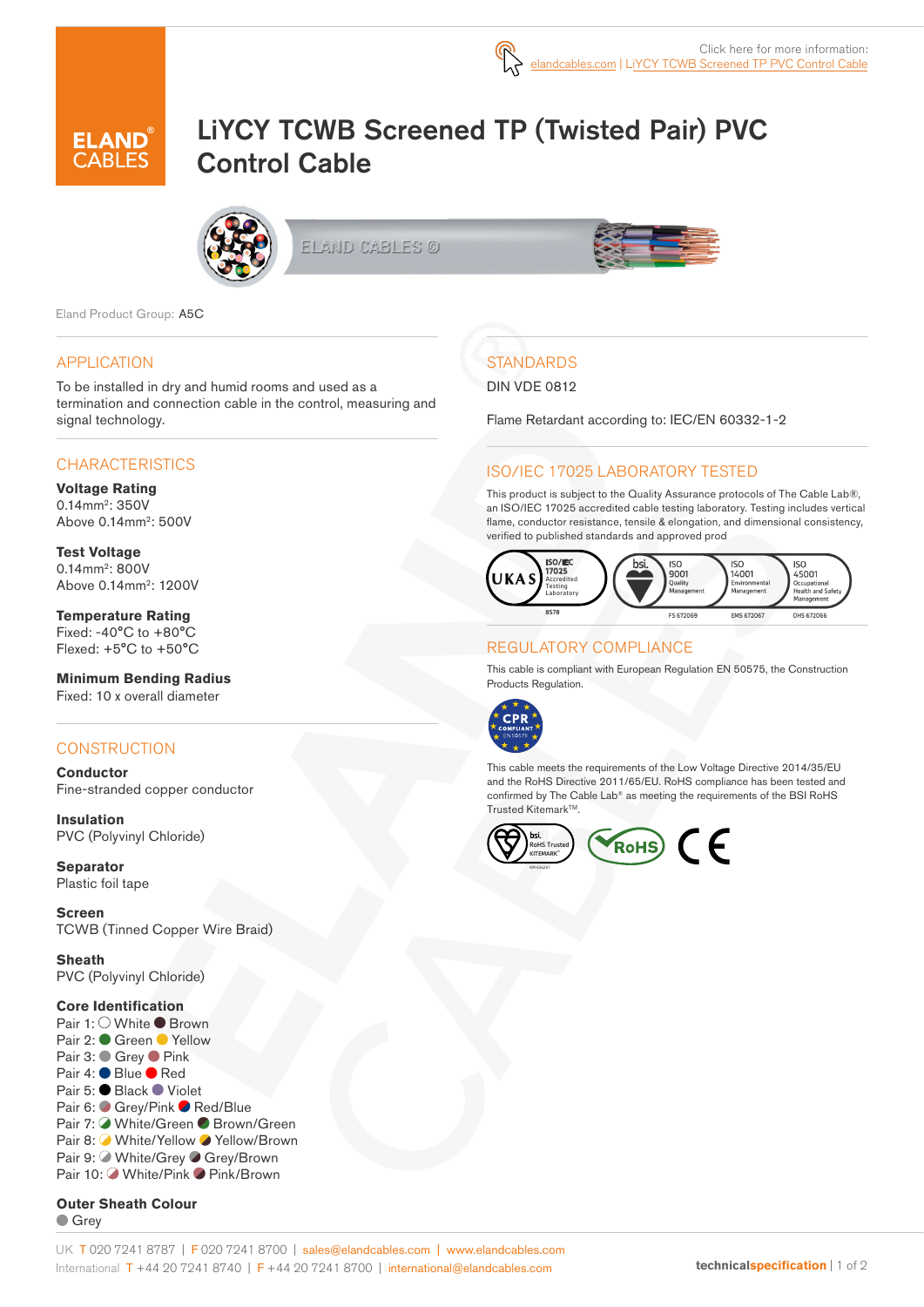Click here for more information:
elandcables.com | LiYCY TCWB Screened TP PVC Control Cable

# LiYCY TCWB Screened TP (Twisted Pair) PVC Control Cable

Eland Product Group: A5C

## APPLICATION

To be installed in dry and humid rooms and used as a termination and connection cable in the control, measuring and signal technology.

## CHARACTERISTICS

**Voltage Rating**
0.14mm$^2$: 350V
Above 0.14mm$^2$: 500V

**Test Voltage**
0.14mm$^2$: 800V
Above 0.14mm$^2$: 1200V

**Temperature Rating**
Fixed: -40°C to +80°C
Flexed: +5°C to +50°C

**Minimum Bending Radius**
Fixed: 10 x overall diameter

## CONSTRUCTION

**Conductor**
Fine-stranded copper conductor

**Insulation**
PVC (Polyvinyl Chloride)

**Separator**
Plastic foil tape

**Screen**
TCWB (Tinned Copper Wire Braid)

**Sheath**
PVC (Polyvinyl Chloride)

**Core Identification**
Pair 1: White Brown
Pair 2: Green Yellow
Pair 3: Grey Pink
Pair 4: Blue Red
Pair 5: Black Violet
Pair 6: Grey/Pink Red/Blue
Pair 7: White/Green Brown/Green
Pair 8: White/Yellow Yellow/Brown
Pair 9: White/Grey Grey/Brown
Pair 10: White/Pink Pink/Brown

**Outer Sheath Colour**
Grey

## STANDARDS

DIN VDE 0812

Flame Retardant according to: IEC/EN 60332-1-2

## ISO/IEC 17025 LABORATORY TESTED

This product is subject to the Quality Assurance protocols of The Cable Lab®, an ISO/IEC 17025 accredited cable testing laboratory. Testing includes vertical flame, conductor resistance, tensile & elongation, and dimensional consistency, verified to published standards and approved prod

UKAS ISO/IEC 17025 Accredited Testing Laboratory 8578 | bsi. ISO 9001 Quality Management FS 672069 | ISO 14001 Environmental Management EMS 672067 | ISO 45001 Occupational Health and Safety Management OHS 672066

## REGULATORY COMPLIANCE

This cable is compliant with European Regulation EN 50575, the Construction Products Regulation.

CPR COMPLIANT EN 50575

This cable meets the requirements of the Low Voltage Directive 2014/35/EU and the RoHS Directive 2011/65/EU. RoHS compliance has been tested and confirmed by The Cable Lab® as meeting the requirements of the BSI RoHS Trusted Kitemark™.

bsi. RoHS Trusted KITEMARK™ | RoHS | CE

UK T 020 7241 8787 | F 020 7241 8700 | sales@elandcables.com | www.elandcables.com
International T +44 20 7241 8740 | F +44 20 7241 8700 | international@elandcables.com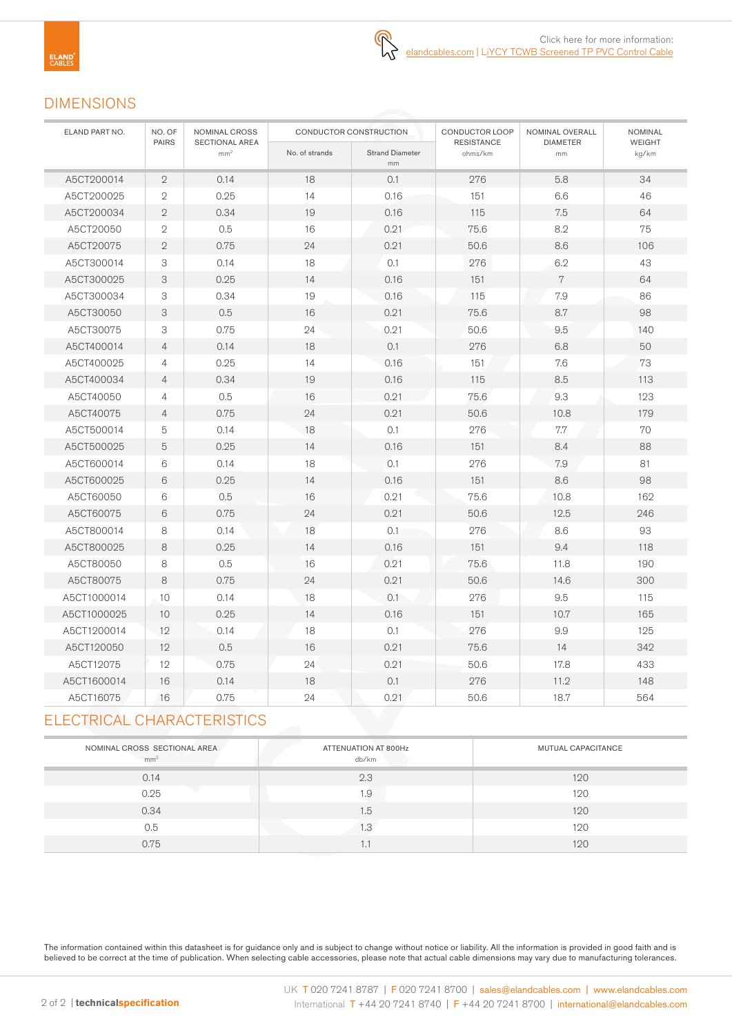Click here for more information:
elandcables.com | LiYCY TCWB Screened TP PVC Control Cable

## DIMENSIONS

| ELAND PART NO. | NO. OF PAIRS | NOMINAL CROSS SECTIONAL AREA mm² | CONDUCTOR CONSTRUCTION | | CONDUCTOR LOOP RESISTANCE ohms/km | NOMINAL OVERALL DIAMETER mm | NOMINAL WEIGHT kg/km |
|---|---|---|---|---|---|---|---|
| | | | No. of strands | Strand Diameter mm | | | |
| A5CT200014 | 2 | 0.14 | 18 | 0.1 | 276 | 5.8 | 34 |
| A5CT200025 | 2 | 0.25 | 14 | 0.16 | 151 | 6.6 | 46 |
| A5CT200034 | 2 | 0.34 | 19 | 0.16 | 115 | 7.5 | 64 |
| A5CT20050 | 2 | 0.5 | 16 | 0.21 | 75.6 | 8.2 | 75 |
| A5CT20075 | 2 | 0.75 | 24 | 0.21 | 50.6 | 8.6 | 106 |
| A5CT300014 | 3 | 0.14 | 18 | 0.1 | 276 | 6.2 | 43 |
| A5CT300025 | 3 | 0.25 | 14 | 0.16 | 151 | 7 | 64 |
| A5CT300034 | 3 | 0.34 | 19 | 0.16 | 115 | 7.9 | 86 |
| A5CT30050 | 3 | 0.5 | 16 | 0.21 | 75.6 | 8.7 | 98 |
| A5CT30075 | 3 | 0.75 | 24 | 0.21 | 50.6 | 9.5 | 140 |
| A5CT400014 | 4 | 0.14 | 18 | 0.1 | 276 | 6.8 | 50 |
| A5CT400025 | 4 | 0.25 | 14 | 0.16 | 151 | 7.6 | 73 |
| A5CT400034 | 4 | 0.34 | 19 | 0.16 | 115 | 8.5 | 113 |
| A5CT40050 | 4 | 0.5 | 16 | 0.21 | 75.6 | 9.3 | 123 |
| A5CT40075 | 4 | 0.75 | 24 | 0.21 | 50.6 | 10.8 | 179 |
| A5CT500014 | 5 | 0.14 | 18 | 0.1 | 276 | 7.7 | 70 |
| A5CT500025 | 5 | 0.25 | 14 | 0.16 | 151 | 8.4 | 88 |
| A5CT600014 | 6 | 0.14 | 18 | 0.1 | 276 | 7.9 | 81 |
| A5CT600025 | 6 | 0.25 | 14 | 0.16 | 151 | 8.6 | 98 |
| A5CT60050 | 6 | 0.5 | 16 | 0.21 | 75.6 | 10.8 | 162 |
| A5CT60075 | 6 | 0.75 | 24 | 0.21 | 50.6 | 12.5 | 246 |
| A5CT800014 | 8 | 0.14 | 18 | 0.1 | 276 | 8.6 | 93 |
| A5CT800025 | 8 | 0.25 | 14 | 0.16 | 151 | 9.4 | 118 |
| A5CT80050 | 8 | 0.5 | 16 | 0.21 | 75.6 | 11.8 | 190 |
| A5CT80075 | 8 | 0.75 | 24 | 0.21 | 50.6 | 14.6 | 300 |
| A5CT1000014 | 10 | 0.14 | 18 | 0.1 | 276 | 9.5 | 115 |
| A5CT1000025 | 10 | 0.25 | 14 | 0.16 | 151 | 10.7 | 165 |
| A5CT1200014 | 12 | 0.14 | 18 | 0.1 | 276 | 9.9 | 125 |
| A5CT120050 | 12 | 0.5 | 16 | 0.21 | 75.6 | 14 | 342 |
| A5CT12075 | 12 | 0.75 | 24 | 0.21 | 50.6 | 17.8 | 433 |
| A5CT1600014 | 16 | 0.14 | 18 | 0.1 | 276 | 11.2 | 148 |
| A5CT16075 | 16 | 0.75 | 24 | 0.21 | 50.6 | 18.7 | 564 |

## ELECTRICAL CHARACTERISTICS

| NOMINAL CROSS SECTIONAL AREA mm² | ATTENUATION AT 800Hz db/km | MUTUAL CAPACITANCE |
|---|---|---|
| 0.14 | 2.3 | 120 |
| 0.25 | 1.9 | 120 |
| 0.34 | 1.5 | 120 |
| 0.5 | 1.3 | 120 |
| 0.75 | 1.1 | 120 |

The information contained within this datasheet is for guidance only and is subject to change without notice or liability. All the information is provided in good faith and is believed to be correct at the time of publication. When selecting cable accessories, please note that actual cable dimensions may vary due to manufacturing tolerances.

UK T 020 7241 8787 | F 020 7241 8700 | sales@elandcables.com | www.elandcables.com
International T +44 20 7241 8740 | F +44 20 7241 8700 | international@elandcables.com